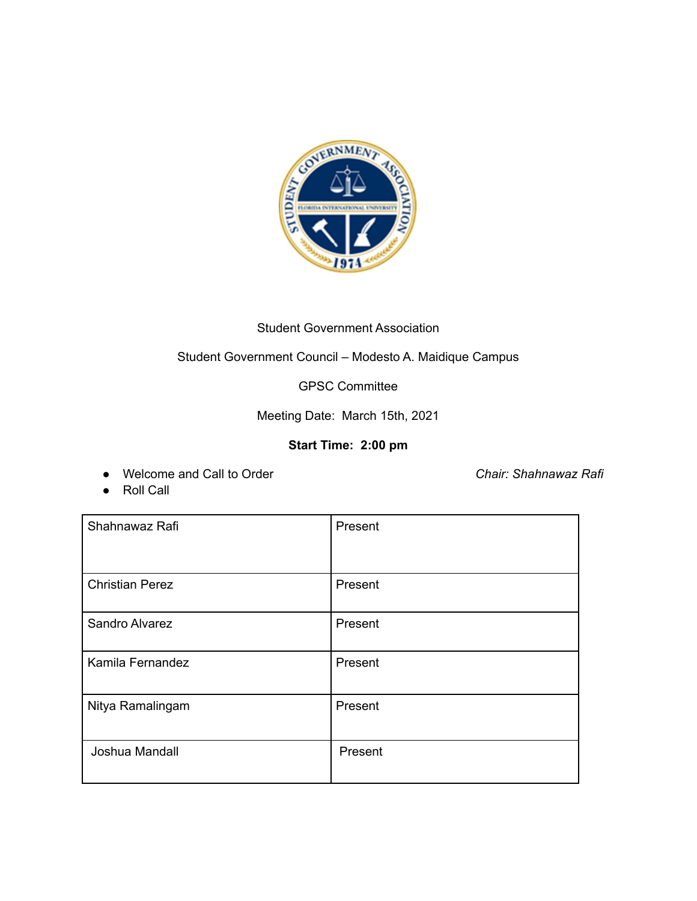Student Government Association

Student Government Council – Modesto A. Maidique Campus

GPSC Committee

Meeting Date: March 15th, 2021

**Start Time: 2:00 pm**

- Welcome and Call to Order *Chair: Shahnawaz Rafi*
- Roll Call

| Shahnawaz Rafi | Present |
|---|---|
| Christian Perez | Present |
| Sandro Alvarez | Present |
| Kamila Fernandez | Present |
| Nitya Ramalingam | Present |
| Joshua Mandall | Present |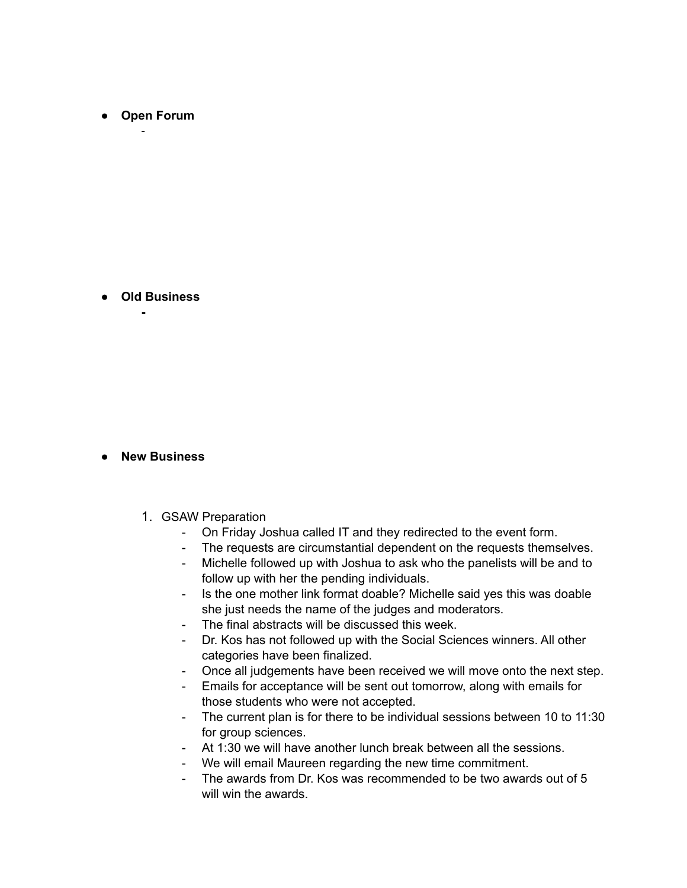- **Open Forum**
  -

- **Old Business**
  - 

- **New Business**

  1. GSAW Preparation
     - On Friday Joshua called IT and they redirected to the event form.
     - The requests are circumstantial dependent on the requests themselves.
     - Michelle followed up with Joshua to ask who the panelists will be and to follow up with her the pending individuals.
     - Is the one mother link format doable? Michelle said yes this was doable she just needs the name of the judges and moderators.
     - The final abstracts will be discussed this week.
     - Dr. Kos has not followed up with the Social Sciences winners. All other categories have been finalized.
     - Once all judgements have been received we will move onto the next step.
     - Emails for acceptance will be sent out tomorrow, along with emails for those students who were not accepted.
     - The current plan is for there to be individual sessions between 10 to 11:30 for group sciences.
     - At 1:30 we will have another lunch break between all the sessions.
     - We will email Maureen regarding the new time commitment.
     - The awards from Dr. Kos was recommended to be two awards out of 5 will win the awards.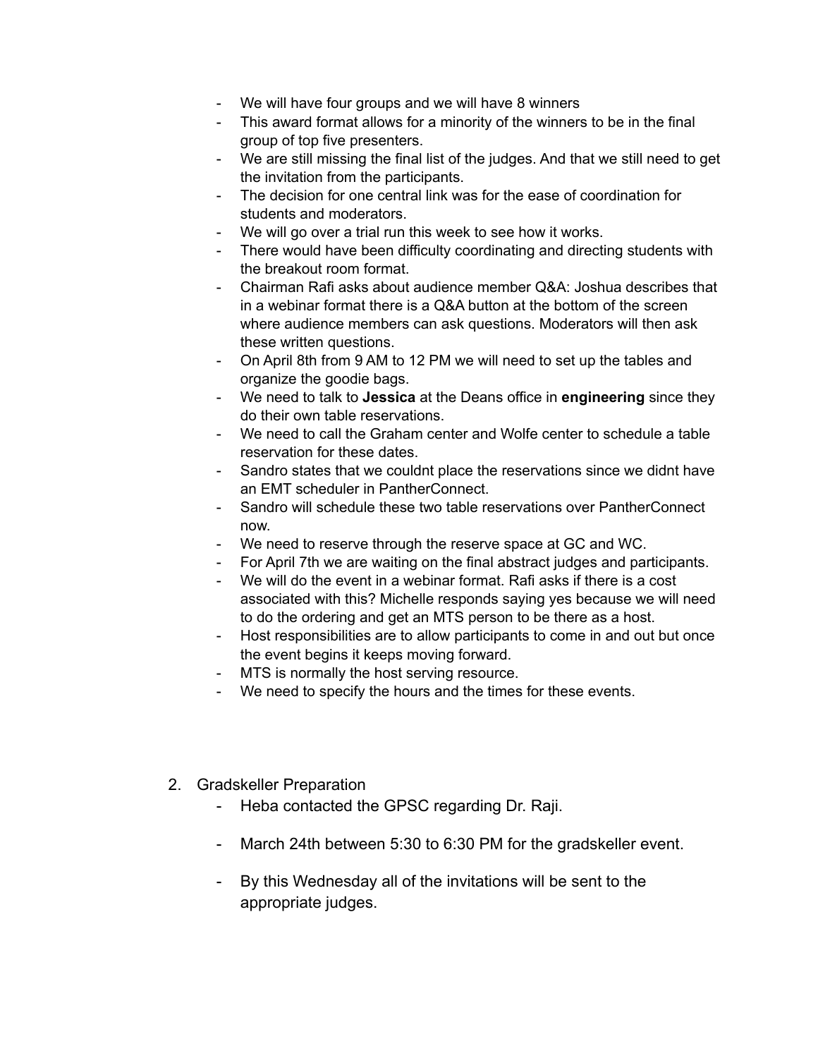- We will have four groups and we will have 8 winners
- This award format allows for a minority of the winners to be in the final group of top five presenters.
- We are still missing the final list of the judges. And that we still need to get the invitation from the participants.
- The decision for one central link was for the ease of coordination for students and moderators.
- We will go over a trial run this week to see how it works.
- There would have been difficulty coordinating and directing students with the breakout room format.
- Chairman Rafi asks about audience member Q&A: Joshua describes that in a webinar format there is a Q&A button at the bottom of the screen where audience members can ask questions. Moderators will then ask these written questions.
- On April 8th from 9 AM to 12 PM we will need to set up the tables and organize the goodie bags.
- We need to talk to **Jessica** at the Deans office in **engineering** since they do their own table reservations.
- We need to call the Graham center and Wolfe center to schedule a table reservation for these dates.
- Sandro states that we couldnt place the reservations since we didnt have an EMT scheduler in PantherConnect.
- Sandro will schedule these two table reservations over PantherConnect now.
- We need to reserve through the reserve space at GC and WC.
- For April 7th we are waiting on the final abstract judges and participants.
- We will do the event in a webinar format. Rafi asks if there is a cost associated with this? Michelle responds saying yes because we will need to do the ordering and get an MTS person to be there as a host.
- Host responsibilities are to allow participants to come in and out but once the event begins it keeps moving forward.
- MTS is normally the host serving resource.
- We need to specify the hours and the times for these events.

2. Gradskeller Preparation
   - Heba contacted the GPSC regarding Dr. Raji.
   - March 24th between 5:30 to 6:30 PM for the gradskeller event.
   - By this Wednesday all of the invitations will be sent to the appropriate judges.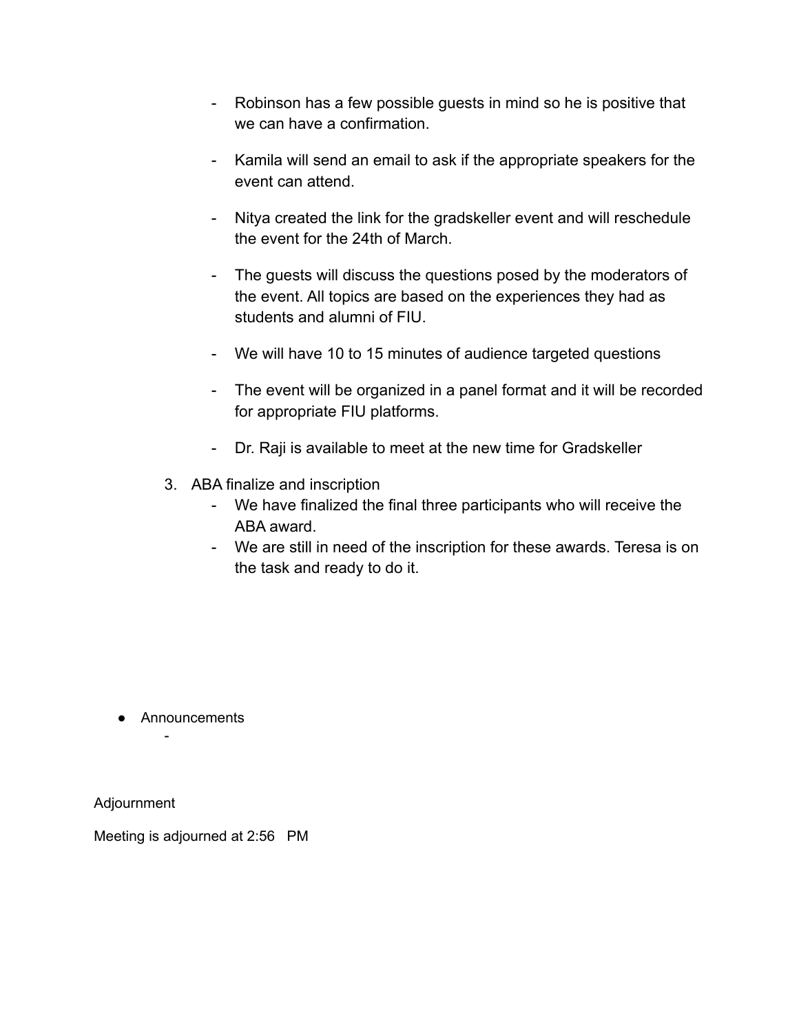- Robinson has a few possible guests in mind so he is positive that we can have a confirmation.

- Kamila will send an email to ask if the appropriate speakers for the event can attend.

- Nitya created the link for the gradskeller event and will reschedule the event for the 24th of March.

- The guests will discuss the questions posed by the moderators of the event. All topics are based on the experiences they had as students and alumni of FIU.

- We will have 10 to 15 minutes of audience targeted questions

- The event will be organized in a panel format and it will be recorded for appropriate FIU platforms.

- Dr. Raji is available to meet at the new time for Gradskeller

3. ABA finalize and inscription
    - We have finalized the final three participants who will receive the ABA award.
    - We are still in need of the inscription for these awards. Teresa is on the task and ready to do it.

- Announcements
    -

Adjournment

Meeting is adjourned at 2:56 PM